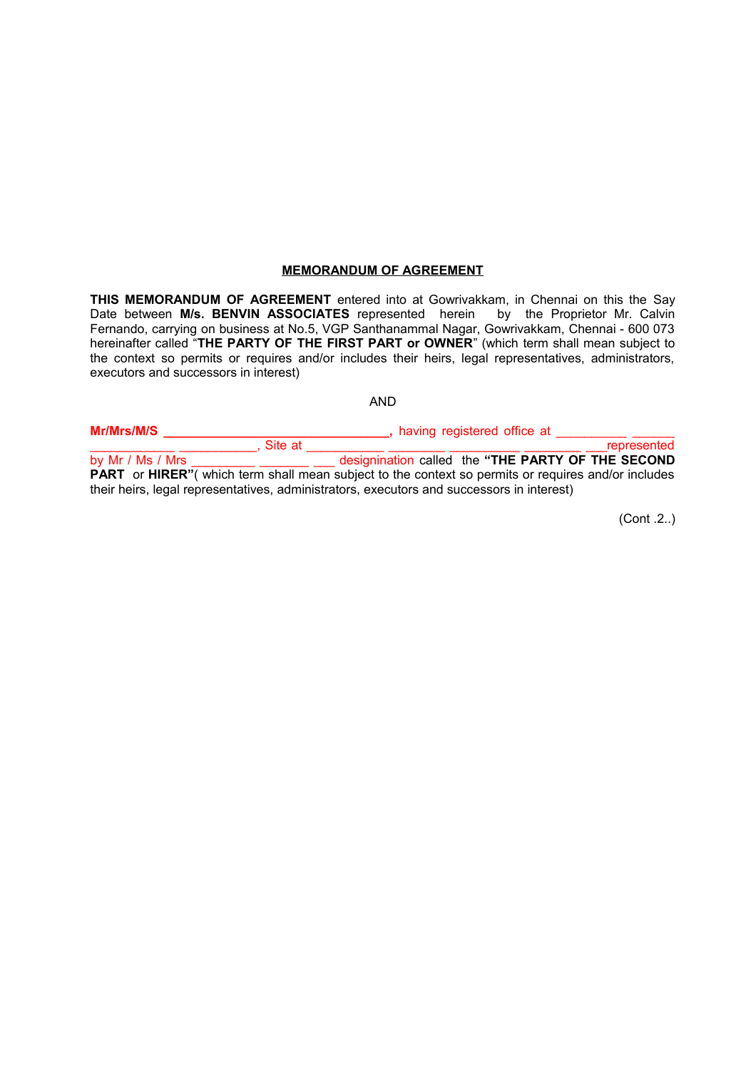**MEMORANDUM OF AGREEMENT**

**THIS MEMORANDUM OF AGREEMENT** entered into at Gowrivakkam, in Chennai on this the Say Date between **M/s. BENVIN ASSOCIATES** represented herein by the Proprietor Mr. Calvin Fernando, carrying on business at No.5, VGP Santhanammal Nagar, Gowrivakkam, Chennai - 600 073 hereinafter called "**THE PARTY OF THE FIRST PART or OWNER**" (which term shall mean subject to the context so permits or requires and/or includes their heirs, legal representatives, administrators, executors and successors in interest)

AND

**Mr/Mrs/M/S \_\_\_\_\_\_\_\_\_\_\_\_\_\_\_\_\_\_\_\_\_\_\_\_\_\_\_\_\_\_\_\_,** having registered office at \_\_\_\_\_\_\_\_\_\_ \_\_\_\_\_\_ \_\_\_\_\_\_\_\_\_\_\_\_ \_\_\_\_\_\_\_\_\_\_\_, Site at \_\_\_\_\_\_\_\_\_\_\_ \_\_\_\_\_\_\_\_ \_\_\_\_\_\_\_\_\_\_ \_\_\_\_\_\_\_\_ \_\_\_represented by Mr / Ms / Mrs \_\_\_\_\_\_\_\_\_ \_\_\_\_\_\_\_ \_\_\_ designination called the **"THE PARTY OF THE SECOND PART** or **HIRER"**( which term shall mean subject to the context so permits or requires and/or includes their heirs, legal representatives, administrators, executors and successors in interest)

(Cont .2..)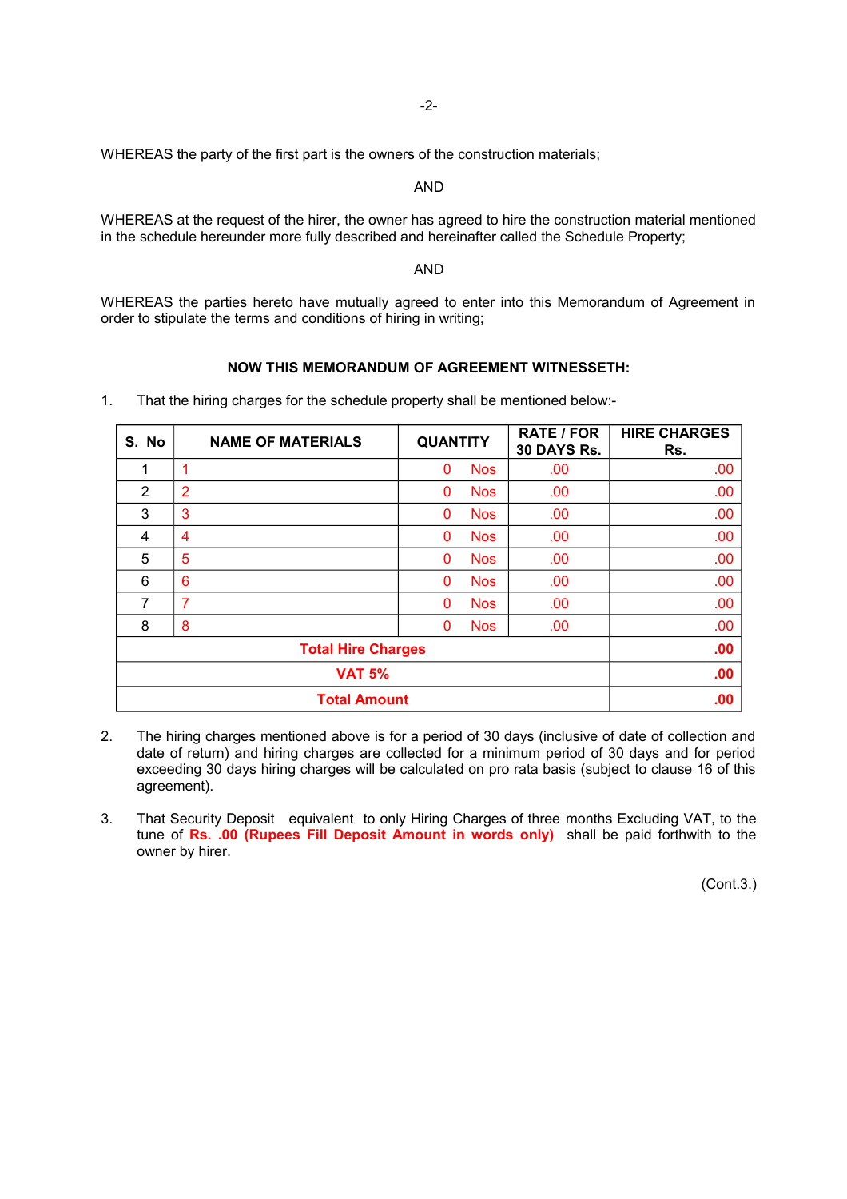WHEREAS the party of the first part is the owners of the construction materials;

AND

WHEREAS at the request of the hirer, the owner has agreed to hire the construction material mentioned in the schedule hereunder more fully described and hereinafter called the Schedule Property;

AND

WHEREAS the parties hereto have mutually agreed to enter into this Memorandum of Agreement in order to stipulate the terms and conditions of hiring in writing;

**NOW THIS MEMORANDUM OF AGREEMENT WITNESSETH:**

1. That the hiring charges for the schedule property shall be mentioned below:-

| S. No | NAME OF MATERIALS | QUANTITY | RATE / FOR 30 DAYS Rs. | HIRE CHARGES Rs. |
|---|---|---|---|---|
| 1 | 1 | 0 Nos | .00 | .00 |
| 2 | 2 | 0 Nos | .00 | .00 |
| 3 | 3 | 0 Nos | .00 | .00 |
| 4 | 4 | 0 Nos | .00 | .00 |
| 5 | 5 | 0 Nos | .00 | .00 |
| 6 | 6 | 0 Nos | .00 | .00 |
| 7 | 7 | 0 Nos | .00 | .00 |
| 8 | 8 | 0 Nos | .00 | .00 |
| **Total Hire Charges** | | | | **.00** |
| **VAT 5%** | | | | **.00** |
| **Total Amount** | | | | **.00** |

2. The hiring charges mentioned above is for a period of 30 days (inclusive of date of collection and date of return) and hiring charges are collected for a minimum period of 30 days and for period exceeding 30 days hiring charges will be calculated on pro rata basis (subject to clause 16 of this agreement).

3. That Security Deposit equivalent to only Hiring Charges of three months Excluding VAT, to the tune of **Rs. .00 (Rupees Fill Deposit Amount in words only)** shall be paid forthwith to the owner by hirer.

(Cont.3.)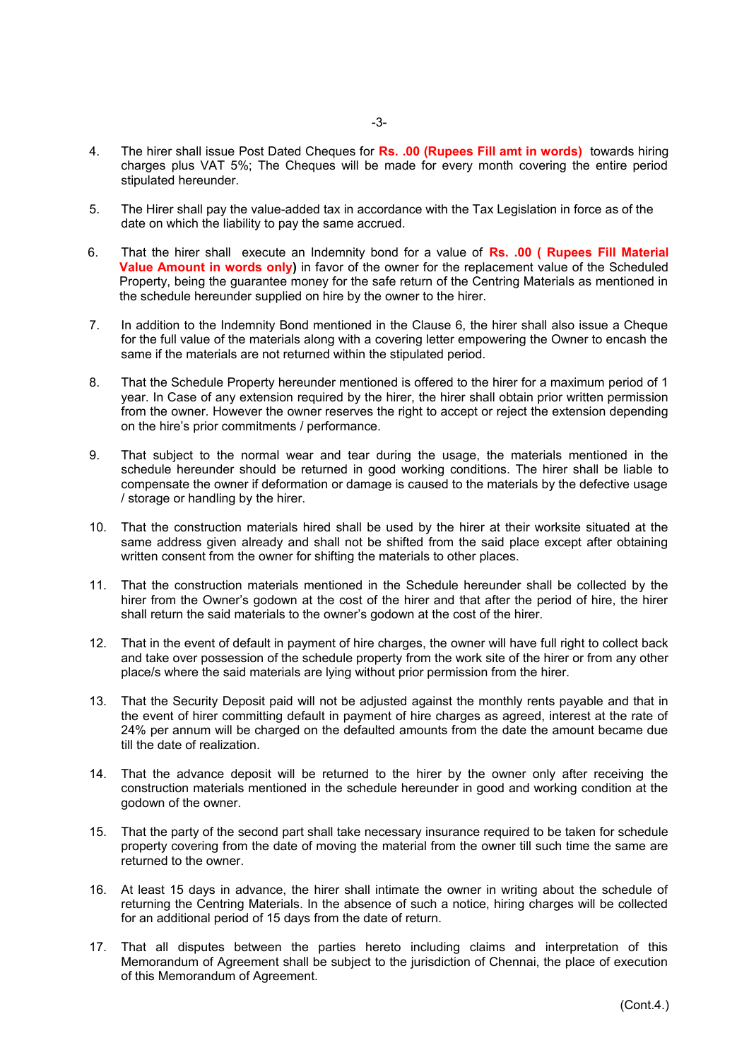4. The hirer shall issue Post Dated Cheques for **Rs. .00 (Rupees Fill amt in words)** towards hiring charges plus VAT 5%; The Cheques will be made for every month covering the entire period stipulated hereunder.

5. The Hirer shall pay the value-added tax in accordance with the Tax Legislation in force as of the date on which the liability to pay the same accrued.

6. That the hirer shall execute an Indemnity bond for a value of **Rs. .00 ( Rupees Fill Material Value Amount in words only)** in favor of the owner for the replacement value of the Scheduled Property, being the guarantee money for the safe return of the Centring Materials as mentioned in the schedule hereunder supplied on hire by the owner to the hirer.

7. In addition to the Indemnity Bond mentioned in the Clause 6, the hirer shall also issue a Cheque for the full value of the materials along with a covering letter empowering the Owner to encash the same if the materials are not returned within the stipulated period.

8. That the Schedule Property hereunder mentioned is offered to the hirer for a maximum period of 1 year. In Case of any extension required by the hirer, the hirer shall obtain prior written permission from the owner. However the owner reserves the right to accept or reject the extension depending on the hire's prior commitments / performance.

9. That subject to the normal wear and tear during the usage, the materials mentioned in the schedule hereunder should be returned in good working conditions. The hirer shall be liable to compensate the owner if deformation or damage is caused to the materials by the defective usage / storage or handling by the hirer.

10. That the construction materials hired shall be used by the hirer at their worksite situated at the same address given already and shall not be shifted from the said place except after obtaining written consent from the owner for shifting the materials to other places.

11. That the construction materials mentioned in the Schedule hereunder shall be collected by the hirer from the Owner's godown at the cost of the hirer and that after the period of hire, the hirer shall return the said materials to the owner's godown at the cost of the hirer.

12. That in the event of default in payment of hire charges, the owner will have full right to collect back and take over possession of the schedule property from the work site of the hirer or from any other place/s where the said materials are lying without prior permission from the hirer.

13. That the Security Deposit paid will not be adjusted against the monthly rents payable and that in the event of hirer committing default in payment of hire charges as agreed, interest at the rate of 24% per annum will be charged on the defaulted amounts from the date the amount became due till the date of realization.

14. That the advance deposit will be returned to the hirer by the owner only after receiving the construction materials mentioned in the schedule hereunder in good and working condition at the godown of the owner.

15. That the party of the second part shall take necessary insurance required to be taken for schedule property covering from the date of moving the material from the owner till such time the same are returned to the owner.

16. At least 15 days in advance, the hirer shall intimate the owner in writing about the schedule of returning the Centring Materials. In the absence of such a notice, hiring charges will be collected for an additional period of 15 days from the date of return.

17. That all disputes between the parties hereto including claims and interpretation of this Memorandum of Agreement shall be subject to the jurisdiction of Chennai, the place of execution of this Memorandum of Agreement.

(Cont.4.)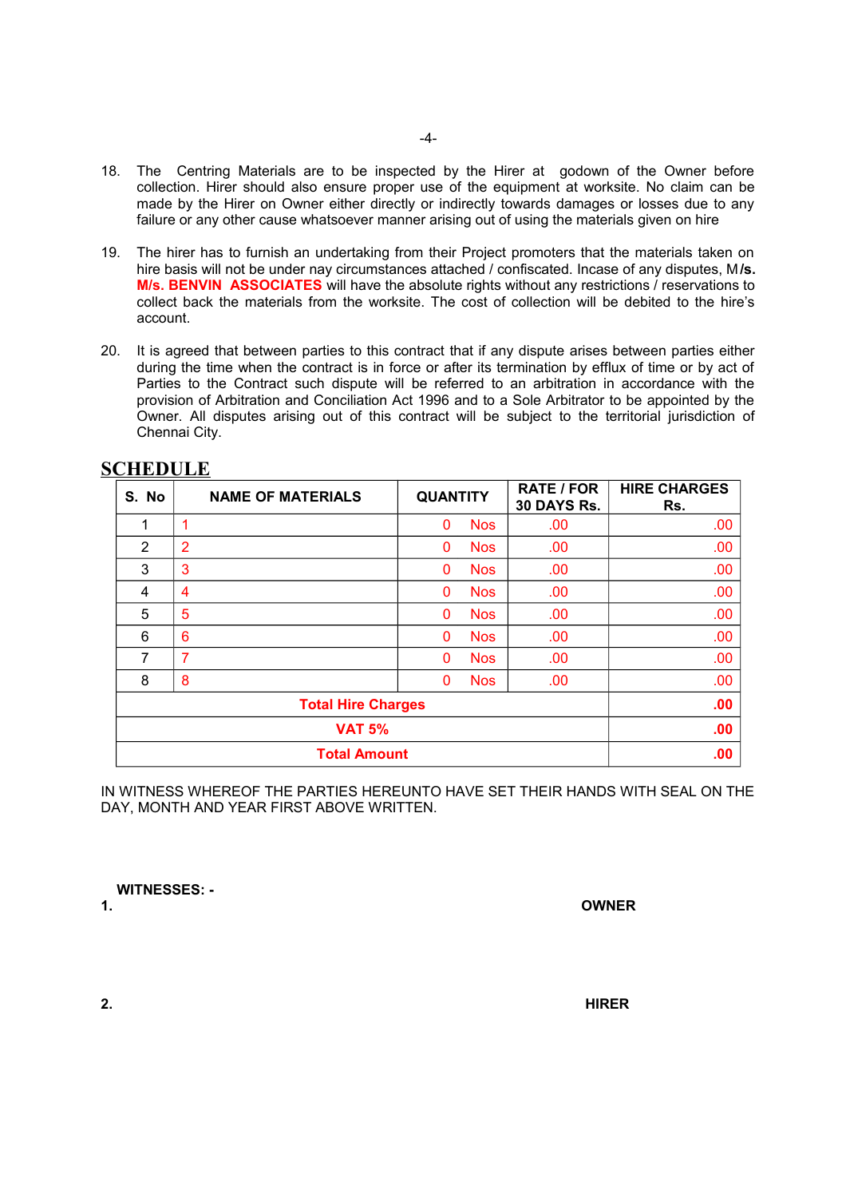18. The Centring Materials are to be inspected by the Hirer at godown of the Owner before collection. Hirer should also ensure proper use of the equipment at worksite. No claim can be made by the Hirer on Owner either directly or indirectly towards damages or losses due to any failure or any other cause whatsoever manner arising out of using the materials given on hire

19. The hirer has to furnish an undertaking from their Project promoters that the materials taken on hire basis will not be under nay circumstances attached / confiscated. Incase of any disputes, M/s. **M/s. BENVIN ASSOCIATES** will have the absolute rights without any restrictions / reservations to collect back the materials from the worksite. The cost of collection will be debited to the hire's account.

20. It is agreed that between parties to this contract that if any dispute arises between parties either during the time when the contract is in force or after its termination by efflux of time or by act of Parties to the Contract such dispute will be referred to an arbitration in accordance with the provision of Arbitration and Conciliation Act 1996 and to a Sole Arbitrator to be appointed by the Owner. All disputes arising out of this contract will be subject to the territorial jurisdiction of Chennai City.

## SCHEDULE

| S. No | NAME OF MATERIALS | QUANTITY | RATE / FOR 30 DAYS Rs. | HIRE CHARGES Rs. |
|---|---|---|---|---|
| 1 | 1 | 0 Nos | .00 | .00 |
| 2 | 2 | 0 Nos | .00 | .00 |
| 3 | 3 | 0 Nos | .00 | .00 |
| 4 | 4 | 0 Nos | .00 | .00 |
| 5 | 5 | 0 Nos | .00 | .00 |
| 6 | 6 | 0 Nos | .00 | .00 |
| 7 | 7 | 0 Nos | .00 | .00 |
| 8 | 8 | 0 Nos | .00 | .00 |
| **Total Hire Charges** | | | | **.00** |
| **VAT 5%** | | | | **.00** |
| **Total Amount** | | | | **.00** |

IN WITNESS WHEREOF THE PARTIES HEREUNTO HAVE SET THEIR HANDS WITH SEAL ON THE DAY, MONTH AND YEAR FIRST ABOVE WRITTEN.

**WITNESSES: -**

**1.** **OWNER**

**2.** **HIRER**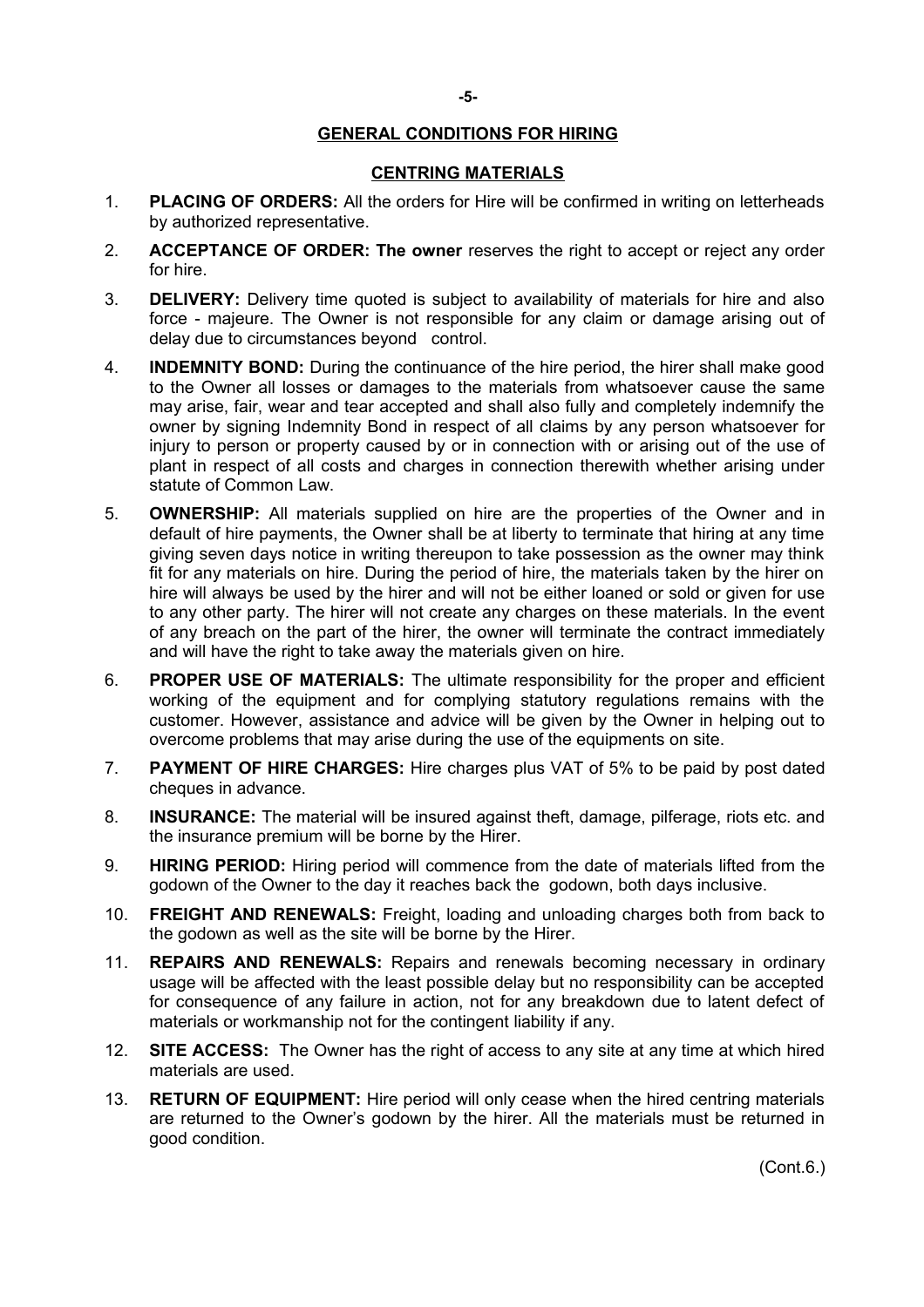## GENERAL CONDITIONS FOR HIRING

## CENTRING MATERIALS

1. **PLACING OF ORDERS:** All the orders for Hire will be confirmed in writing on letterheads by authorized representative.

2. **ACCEPTANCE OF ORDER: The owner** reserves the right to accept or reject any order for hire.

3. **DELIVERY:** Delivery time quoted is subject to availability of materials for hire and also force - majeure. The Owner is not responsible for any claim or damage arising out of delay due to circumstances beyond control.

4. **INDEMNITY BOND:** During the continuance of the hire period, the hirer shall make good to the Owner all losses or damages to the materials from whatsoever cause the same may arise, fair, wear and tear accepted and shall also fully and completely indemnify the owner by signing Indemnity Bond in respect of all claims by any person whatsoever for injury to person or property caused by or in connection with or arising out of the use of plant in respect of all costs and charges in connection therewith whether arising under statute of Common Law.

5. **OWNERSHIP:** All materials supplied on hire are the properties of the Owner and in default of hire payments, the Owner shall be at liberty to terminate that hiring at any time giving seven days notice in writing thereupon to take possession as the owner may think fit for any materials on hire. During the period of hire, the materials taken by the hirer on hire will always be used by the hirer and will not be either loaned or sold or given for use to any other party. The hirer will not create any charges on these materials. In the event of any breach on the part of the hirer, the owner will terminate the contract immediately and will have the right to take away the materials given on hire.

6. **PROPER USE OF MATERIALS:** The ultimate responsibility for the proper and efficient working of the equipment and for complying statutory regulations remains with the customer. However, assistance and advice will be given by the Owner in helping out to overcome problems that may arise during the use of the equipments on site.

7. **PAYMENT OF HIRE CHARGES:** Hire charges plus VAT of 5% to be paid by post dated cheques in advance.

8. **INSURANCE:** The material will be insured against theft, damage, pilferage, riots etc. and the insurance premium will be borne by the Hirer.

9. **HIRING PERIOD:** Hiring period will commence from the date of materials lifted from the godown of the Owner to the day it reaches back the godown, both days inclusive.

10. **FREIGHT AND RENEWALS:** Freight, loading and unloading charges both from back to the godown as well as the site will be borne by the Hirer.

11. **REPAIRS AND RENEWALS:** Repairs and renewals becoming necessary in ordinary usage will be affected with the least possible delay but no responsibility can be accepted for consequence of any failure in action, not for any breakdown due to latent defect of materials or workmanship not for the contingent liability if any.

12. **SITE ACCESS:** The Owner has the right of access to any site at any time at which hired materials are used.

13. **RETURN OF EQUIPMENT:** Hire period will only cease when the hired centring materials are returned to the Owner's godown by the hirer. All the materials must be returned in good condition.

(Cont.6.)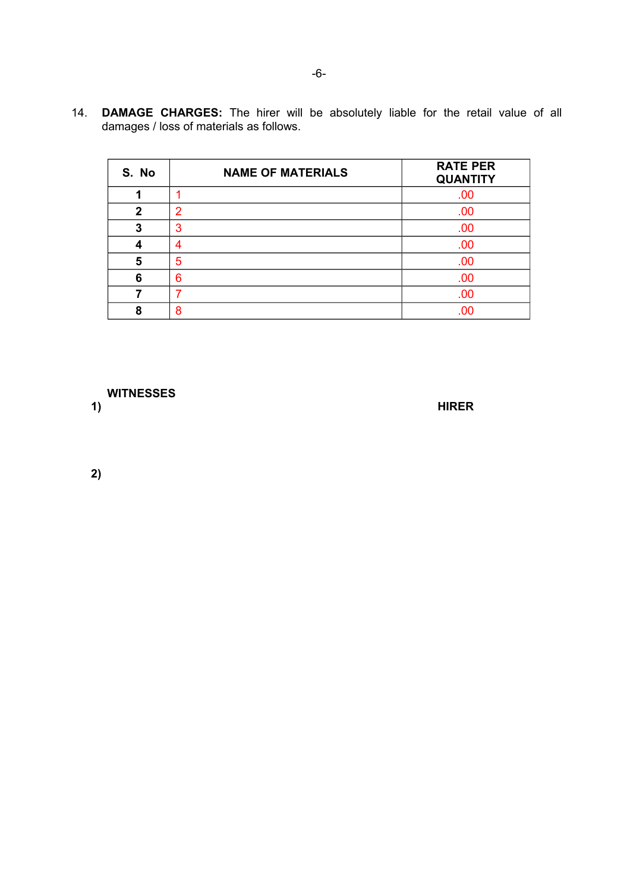14. **DAMAGE CHARGES:** The hirer will be absolutely liable for the retail value of all damages / loss of materials as follows.

| S. No | NAME OF MATERIALS | RATE PER QUANTITY |
|---|---|---|
| 1 | 1 | .00 |
| 2 | 2 | .00 |
| 3 | 3 | .00 |
| 4 | 4 | .00 |
| 5 | 5 | .00 |
| 6 | 6 | .00 |
| 7 | 7 | .00 |
| 8 | 8 | .00 |

**WITNESSES**

**1)** **HIRER**

**2)**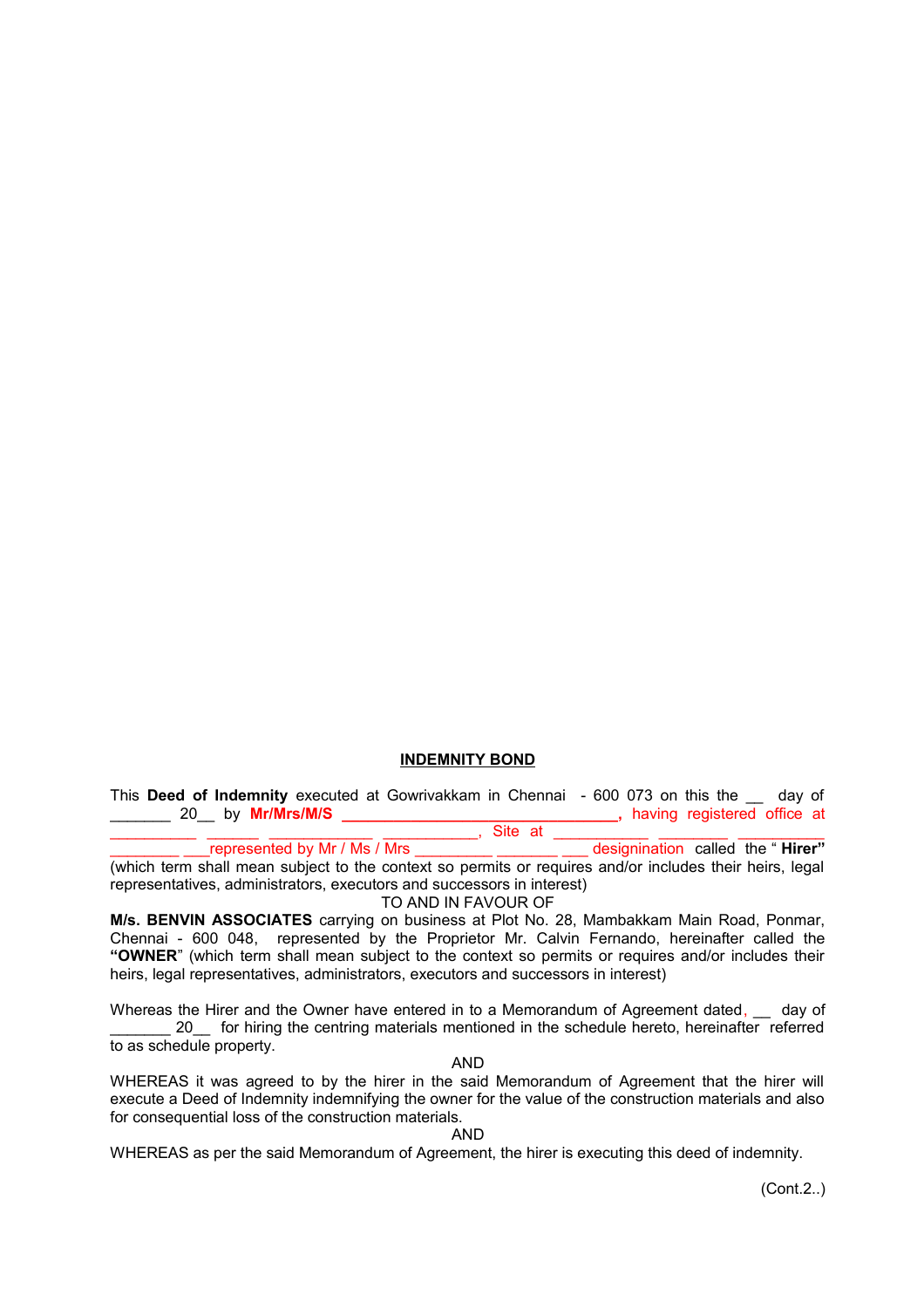**INDEMNITY BOND**

This **Deed of Indemnity** executed at Gowrivakkam in Chennai - 600 073 on this the __ day of _______ 20__ by **Mr/Mrs/M/S ________________________________,** having registered office at __________ ______ ____________ ___________, Site at ___________ ________ __________ ________ ___represented by Mr / Ms / Mrs _________ _______ ___ designation called the " **Hirer"** (which term shall mean subject to the context so permits or requires and/or includes their heirs, legal representatives, administrators, executors and successors in interest)

TO AND IN FAVOUR OF

**M/s. BENVIN ASSOCIATES** carrying on business at Plot No. 28, Mambakkam Main Road, Ponmar, Chennai - 600 048, represented by the Proprietor Mr. Calvin Fernando, hereinafter called the **"OWNER"** (which term shall mean subject to the context so permits or requires and/or includes their heirs, legal representatives, administrators, executors and successors in interest)

Whereas the Hirer and the Owner have entered in to a Memorandum of Agreement dated, __ day of _______ 20__ for hiring the centring materials mentioned in the schedule hereto, hereinafter referred to as schedule property.

AND

WHEREAS it was agreed to by the hirer in the said Memorandum of Agreement that the hirer will execute a Deed of Indemnity indemnifying the owner for the value of the construction materials and also for consequential loss of the construction materials.

AND

WHEREAS as per the said Memorandum of Agreement, the hirer is executing this deed of indemnity.

(Cont.2..)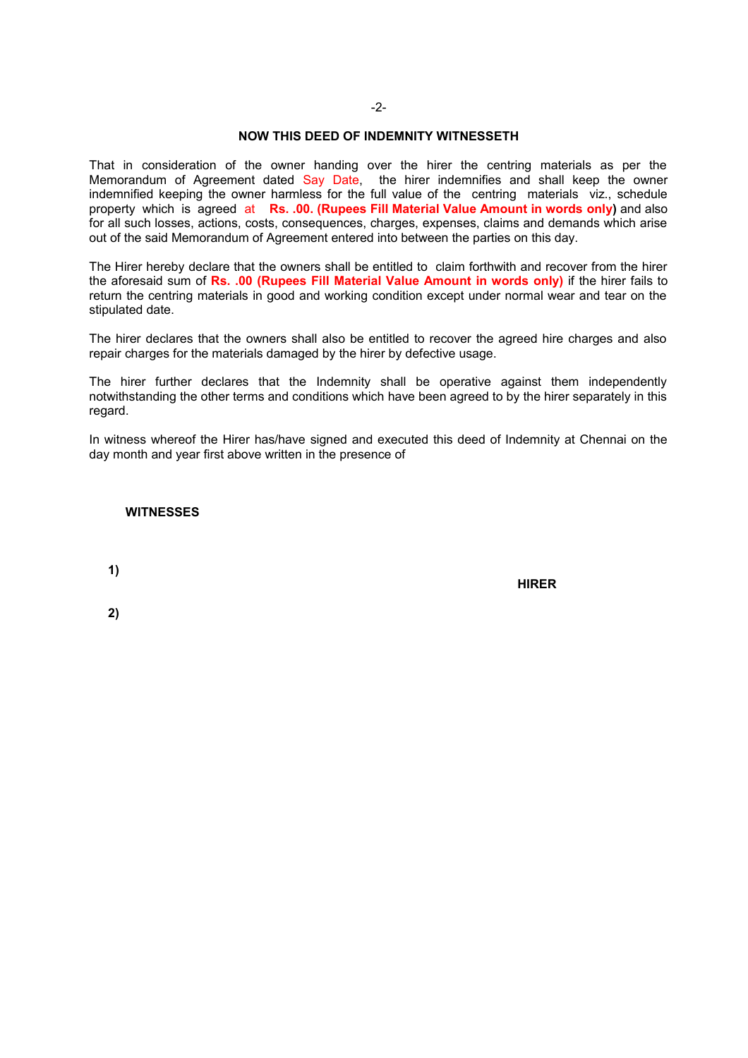## NOW THIS DEED OF INDEMNITY WITNESSETH

That in consideration of the owner handing over the hirer the centring materials as per the Memorandum of Agreement dated Say Date, the hirer indemnifies and shall keep the owner indemnified keeping the owner harmless for the full value of the centring materials viz., schedule property which is agreed at **Rs. .00. (Rupees Fill Material Value Amount in words only)** and also for all such losses, actions, costs, consequences, charges, expenses, claims and demands which arise out of the said Memorandum of Agreement entered into between the parties on this day.

The Hirer hereby declare that the owners shall be entitled to claim forthwith and recover from the hirer the aforesaid sum of **Rs. .00 (Rupees Fill Material Value Amount in words only)** if the hirer fails to return the centring materials in good and working condition except under normal wear and tear on the stipulated date.

The hirer declares that the owners shall also be entitled to recover the agreed hire charges and also repair charges for the materials damaged by the hirer by defective usage.

The hirer further declares that the Indemnity shall be operative against them independently notwithstanding the other terms and conditions which have been agreed to by the hirer separately in this regard.

In witness whereof the Hirer has/have signed and executed this deed of Indemnity at Chennai on the day month and year first above written in the presence of

**WITNESSES**

**1)**

**HIRER**

**2)**